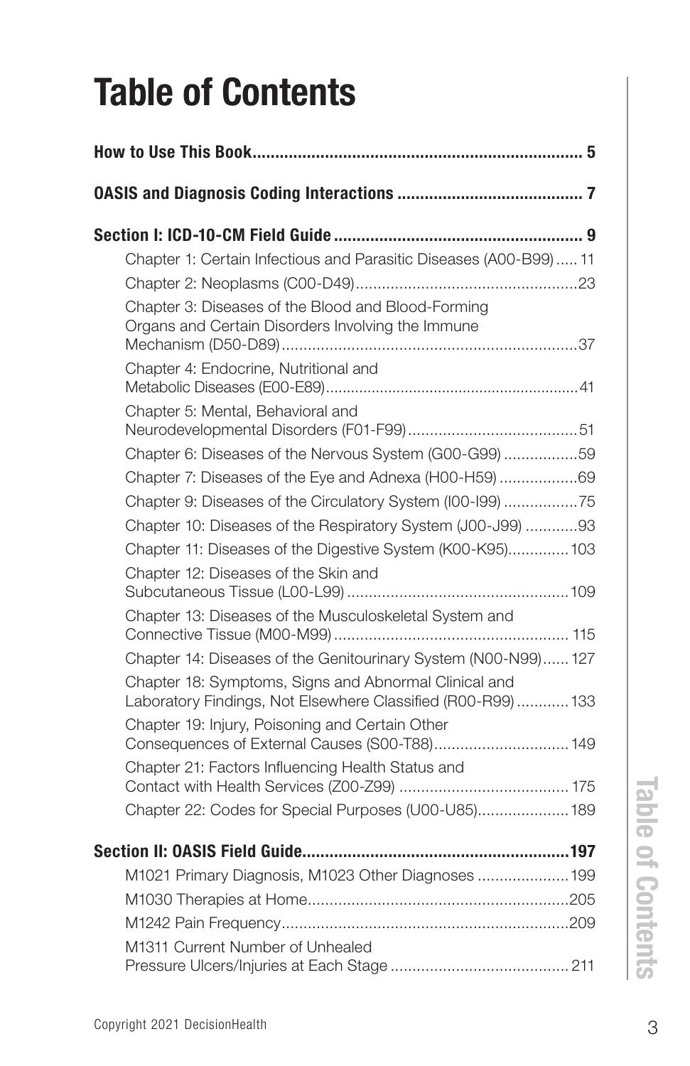# Table of Contents

**How to Use This Book** ........ 5

**OASIS and Diagnosis Coding Interactions** ........ 7

**Section I: ICD-10-CM Field Guide** ........ 9

- Chapter 1: Certain Infectious and Parasitic Diseases (A00-B99) ........ 11
- Chapter 2: Neoplasms (C00-D49) ........ 23
- Chapter 3: Diseases of the Blood and Blood-Forming Organs and Certain Disorders Involving the Immune Mechanism (D50-D89) ........ 37
- Chapter 4: Endocrine, Nutritional and Metabolic Diseases (E00-E89) ........ 41
- Chapter 5: Mental, Behavioral and Neurodevelopmental Disorders (F01-F99) ........ 51
- Chapter 6: Diseases of the Nervous System (G00-G99) ........ 59
- Chapter 7: Diseases of the Eye and Adnexa (H00-H59) ........ 69
- Chapter 9: Diseases of the Circulatory System (I00-I99) ........ 75
- Chapter 10: Diseases of the Respiratory System (J00-J99) ........ 93
- Chapter 11: Diseases of the Digestive System (K00-K95) ........ 103
- Chapter 12: Diseases of the Skin and Subcutaneous Tissue (L00-L99) ........ 109
- Chapter 13: Diseases of the Musculoskeletal System and Connective Tissue (M00-M99) ........ 115
- Chapter 14: Diseases of the Genitourinary System (N00-N99) ........ 127
- Chapter 18: Symptoms, Signs and Abnormal Clinical and Laboratory Findings, Not Elsewhere Classified (R00-R99) ........ 133
- Chapter 19: Injury, Poisoning and Certain Other Consequences of External Causes (S00-T88) ........ 149
- Chapter 21: Factors Influencing Health Status and Contact with Health Services (Z00-Z99) ........ 175
- Chapter 22: Codes for Special Purposes (U00-U85) ........ 189

**Section II: OASIS Field Guide** ........ 197

- M1021 Primary Diagnosis, M1023 Other Diagnoses ........ 199
- M1030 Therapies at Home ........ 205
- M1242 Pain Frequency ........ 209
- M1311 Current Number of Unhealed Pressure Ulcers/Injuries at Each Stage ........ 211

Copyright 2021 DecisionHealth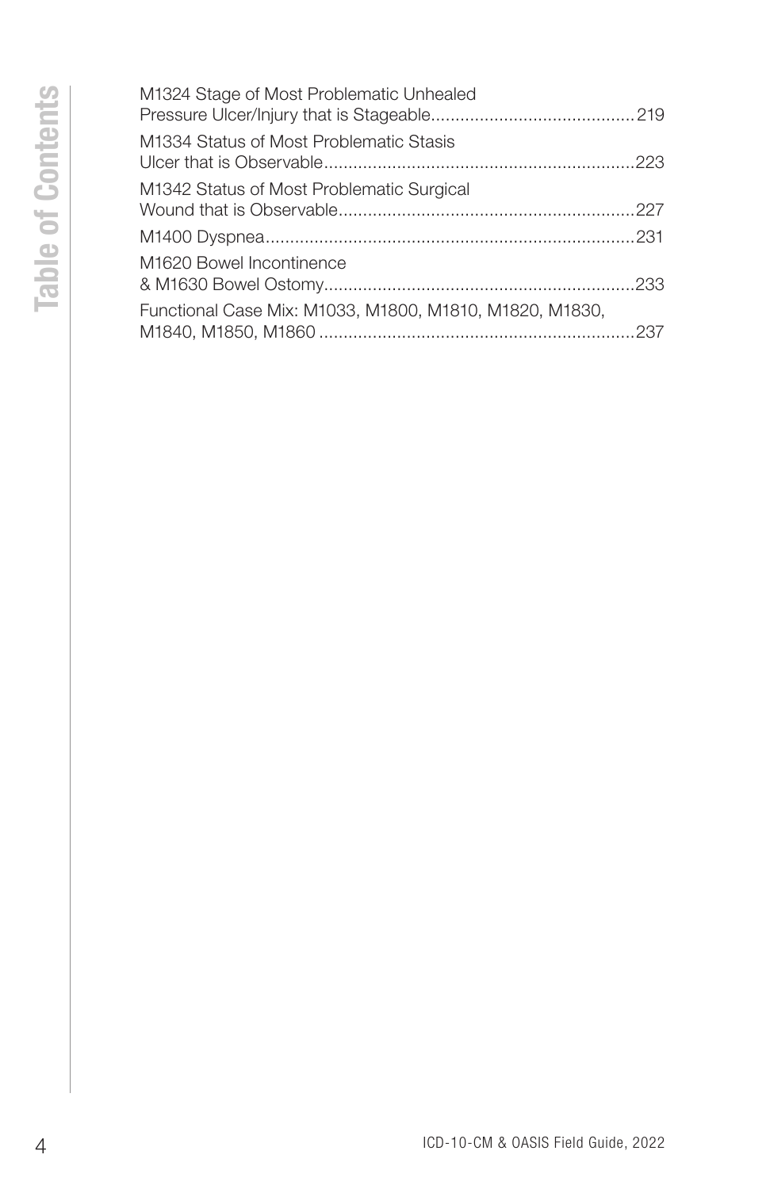M1324 Stage of Most Problematic Unhealed Pressure Ulcer/Injury that is Stageable..........................................219

M1334 Status of Most Problematic Stasis Ulcer that is Observable................................................................223

M1342 Status of Most Problematic Surgical Wound that is Observable.............................................................227

M1400 Dyspnea...........................................................................231

M1620 Bowel Incontinence & M1630 Bowel Ostomy...............................................................233

Functional Case Mix: M1033, M1800, M1810, M1820, M1830, M1840, M1850, M1860 .................................................................237